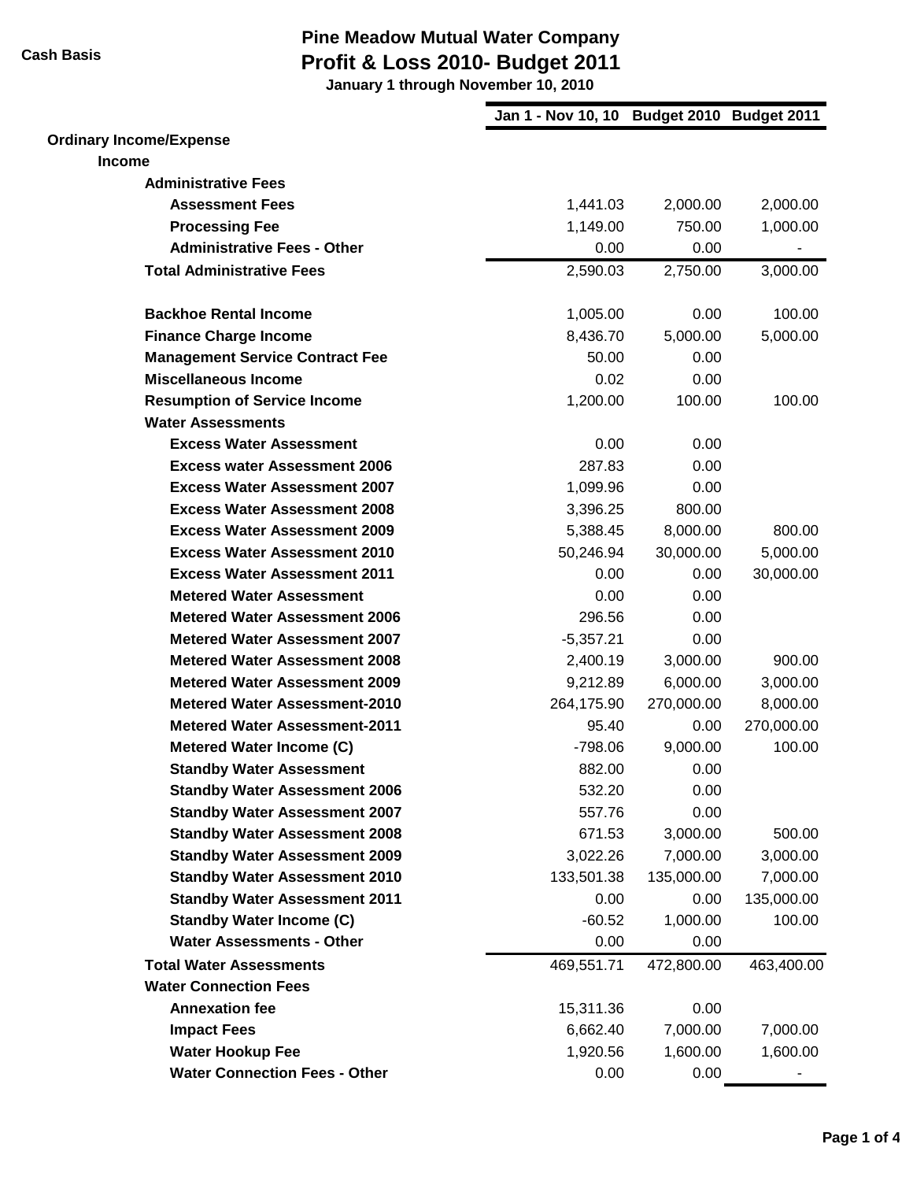**Cash Basis**

# Pine Meadow Mutual Water Company
## Profit & Loss 2010- Budget 2011
### January 1 through November 10, 2010

| | Jan 1 - Nov 10, 10 | Budget 2010 | Budget 2011 |
|---|---|---|---|
| **Ordinary Income/Expense** | | | |
| **Income** | | | |
| **Administrative Fees** | | | |
| **Assessment Fees** | 1,441.03 | 2,000.00 | 2,000.00 |
| **Processing Fee** | 1,149.00 | 750.00 | 1,000.00 |
| **Administrative Fees - Other** | 0.00 | 0.00 | - |
| **Total Administrative Fees** | 2,590.03 | 2,750.00 | 3,000.00 |
| | | | |
| **Backhoe Rental Income** | 1,005.00 | 0.00 | 100.00 |
| **Finance Charge Income** | 8,436.70 | 5,000.00 | 5,000.00 |
| **Management Service Contract Fee** | 50.00 | 0.00 | |
| **Miscellaneous Income** | 0.02 | 0.00 | |
| **Resumption of Service Income** | 1,200.00 | 100.00 | 100.00 |
| **Water Assessments** | | | |
| **Excess Water Assessment** | 0.00 | 0.00 | |
| **Excess water Assessment 2006** | 287.83 | 0.00 | |
| **Excess Water Assessment 2007** | 1,099.96 | 0.00 | |
| **Excess Water Assessment 2008** | 3,396.25 | 800.00 | |
| **Excess Water Assessment 2009** | 5,388.45 | 8,000.00 | 800.00 |
| **Excess Water Assessment 2010** | 50,246.94 | 30,000.00 | 5,000.00 |
| **Excess Water Assessment 2011** | 0.00 | 0.00 | 30,000.00 |
| **Metered Water Assessment** | 0.00 | 0.00 | |
| **Metered Water Assessment 2006** | 296.56 | 0.00 | |
| **Metered Water Assessment 2007** | -5,357.21 | 0.00 | |
| **Metered Water Assessment 2008** | 2,400.19 | 3,000.00 | 900.00 |
| **Metered Water Assessment 2009** | 9,212.89 | 6,000.00 | 3,000.00 |
| **Metered Water Assessment-2010** | 264,175.90 | 270,000.00 | 8,000.00 |
| **Metered Water Assessment-2011** | 95.40 | 0.00 | 270,000.00 |
| **Metered Water Income (C)** | -798.06 | 9,000.00 | 100.00 |
| **Standby Water Assessment** | 882.00 | 0.00 | |
| **Standby Water Assessment 2006** | 532.20 | 0.00 | |
| **Standby Water Assessment 2007** | 557.76 | 0.00 | |
| **Standby Water Assessment 2008** | 671.53 | 3,000.00 | 500.00 |
| **Standby Water Assessment 2009** | 3,022.26 | 7,000.00 | 3,000.00 |
| **Standby Water Assessment 2010** | 133,501.38 | 135,000.00 | 7,000.00 |
| **Standby Water Assessment 2011** | 0.00 | 0.00 | 135,000.00 |
| **Standby Water Income (C)** | -60.52 | 1,000.00 | 100.00 |
| **Water Assessments - Other** | 0.00 | 0.00 | |
| **Total Water Assessments** | 469,551.71 | 472,800.00 | 463,400.00 |
| **Water Connection Fees** | | | |
| **Annexation fee** | 15,311.36 | 0.00 | |
| **Impact Fees** | 6,662.40 | 7,000.00 | 7,000.00 |
| **Water Hookup Fee** | 1,920.56 | 1,600.00 | 1,600.00 |
| **Water Connection Fees - Other** | 0.00 | 0.00 | - |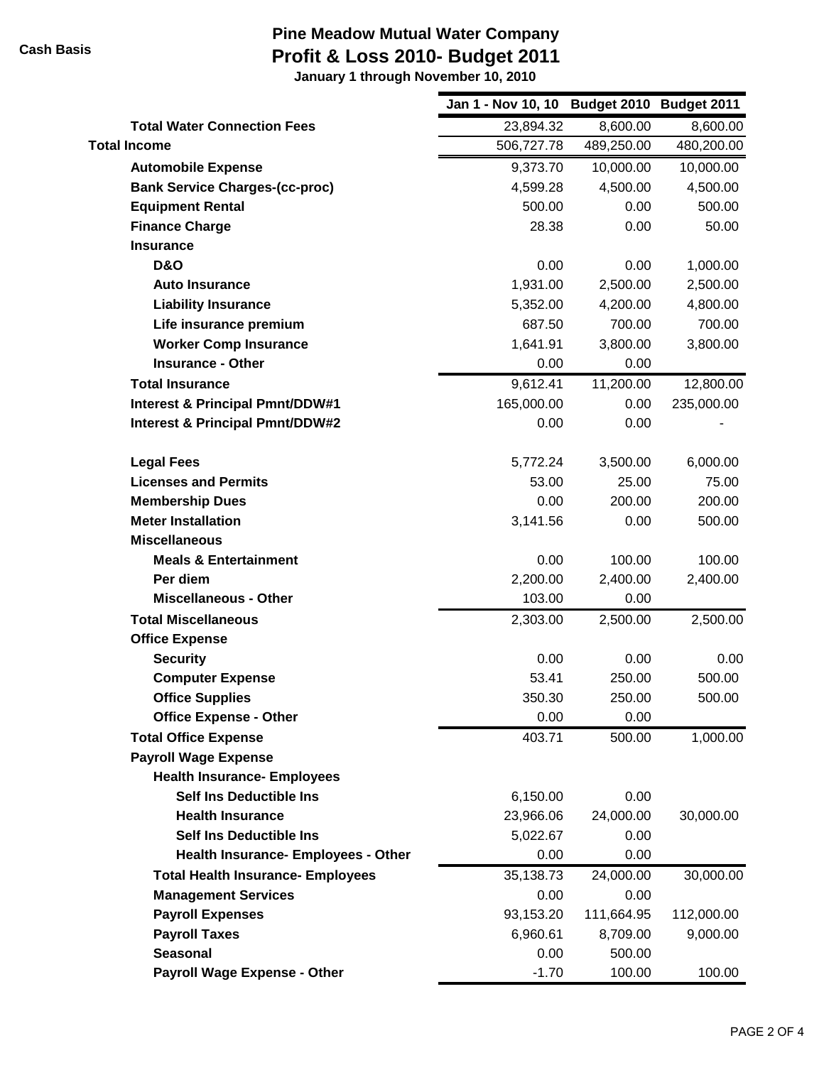**Cash Basis**

# Pine Meadow Mutual Water Company
## Profit & Loss 2010- Budget 2011
### January 1 through November 10, 2010

| | Jan 1 - Nov 10, 10 | Budget 2010 | Budget 2011 |
|---|---|---|---|
| **Total Water Connection Fees** | 23,894.32 | 8,600.00 | 8,600.00 |
| **Total Income** | 506,727.78 | 489,250.00 | 480,200.00 |
| **Automobile Expense** | 9,373.70 | 10,000.00 | 10,000.00 |
| **Bank Service Charges-(cc-proc)** | 4,599.28 | 4,500.00 | 4,500.00 |
| **Equipment Rental** | 500.00 | 0.00 | 500.00 |
| **Finance Charge** | 28.38 | 0.00 | 50.00 |
| **Insurance** | | | |
| **D&O** | 0.00 | 0.00 | 1,000.00 |
| **Auto Insurance** | 1,931.00 | 2,500.00 | 2,500.00 |
| **Liability Insurance** | 5,352.00 | 4,200.00 | 4,800.00 |
| **Life insurance premium** | 687.50 | 700.00 | 700.00 |
| **Worker Comp Insurance** | 1,641.91 | 3,800.00 | 3,800.00 |
| **Insurance - Other** | 0.00 | 0.00 | |
| **Total Insurance** | 9,612.41 | 11,200.00 | 12,800.00 |
| **Interest & Principal Pmnt/DDW#1** | 165,000.00 | 0.00 | 235,000.00 |
| **Interest & Principal Pmnt/DDW#2** | 0.00 | 0.00 | - |
| **Legal Fees** | 5,772.24 | 3,500.00 | 6,000.00 |
| **Licenses and Permits** | 53.00 | 25.00 | 75.00 |
| **Membership Dues** | 0.00 | 200.00 | 200.00 |
| **Meter Installation** | 3,141.56 | 0.00 | 500.00 |
| **Miscellaneous** | | | |
| **Meals & Entertainment** | 0.00 | 100.00 | 100.00 |
| **Per diem** | 2,200.00 | 2,400.00 | 2,400.00 |
| **Miscellaneous - Other** | 103.00 | 0.00 | |
| **Total Miscellaneous** | 2,303.00 | 2,500.00 | 2,500.00 |
| **Office Expense** | | | |
| **Security** | 0.00 | 0.00 | 0.00 |
| **Computer Expense** | 53.41 | 250.00 | 500.00 |
| **Office Supplies** | 350.30 | 250.00 | 500.00 |
| **Office Expense - Other** | 0.00 | 0.00 | |
| **Total Office Expense** | 403.71 | 500.00 | 1,000.00 |
| **Payroll Wage Expense** | | | |
| **Health Insurance- Employees** | | | |
| **Self Ins Deductible Ins** | 6,150.00 | 0.00 | |
| **Health Insurance** | 23,966.06 | 24,000.00 | 30,000.00 |
| **Self Ins Deductible Ins** | 5,022.67 | 0.00 | |
| **Health Insurance- Employees - Other** | 0.00 | 0.00 | |
| **Total Health Insurance- Employees** | 35,138.73 | 24,000.00 | 30,000.00 |
| **Management Services** | 0.00 | 0.00 | |
| **Payroll Expenses** | 93,153.20 | 111,664.95 | 112,000.00 |
| **Payroll Taxes** | 6,960.61 | 8,709.00 | 9,000.00 |
| **Seasonal** | 0.00 | 500.00 | |
| **Payroll Wage Expense - Other** | -1.70 | 100.00 | 100.00 |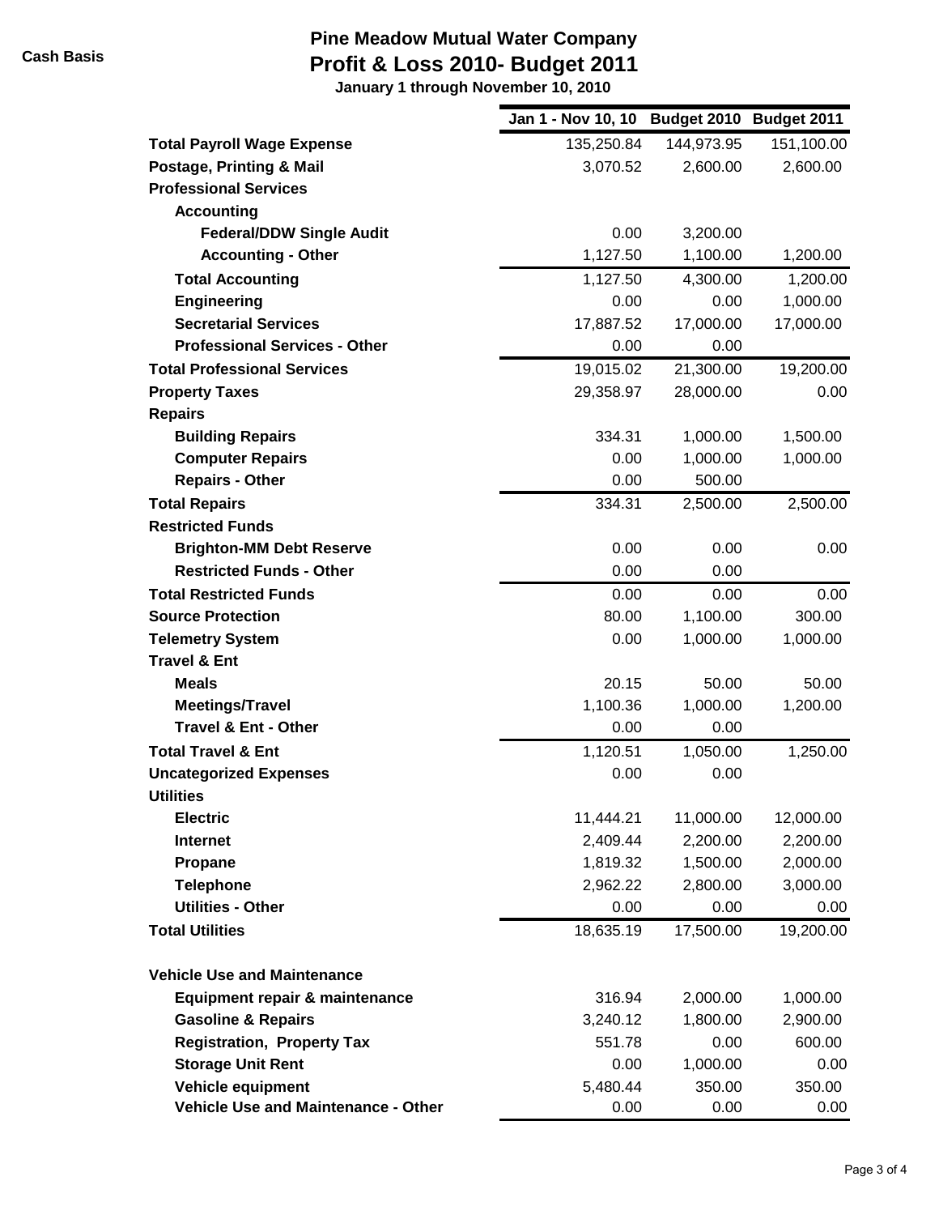**Cash Basis**

# Pine Meadow Mutual Water Company
## Profit & Loss 2010- Budget 2011
### January 1 through November 10, 2010

| | Jan 1 - Nov 10, 10 | Budget 2010 | Budget 2011 |
|---|---|---|---|
| **Total Payroll Wage Expense** | 135,250.84 | 144,973.95 | 151,100.00 |
| **Postage, Printing & Mail** | 3,070.52 | 2,600.00 | 2,600.00 |
| **Professional Services** | | | |
| **Accounting** | | | |
| **Federal/DDW Single Audit** | 0.00 | 3,200.00 | |
| **Accounting - Other** | 1,127.50 | 1,100.00 | 1,200.00 |
| **Total Accounting** | 1,127.50 | 4,300.00 | 1,200.00 |
| **Engineering** | 0.00 | 0.00 | 1,000.00 |
| **Secretarial Services** | 17,887.52 | 17,000.00 | 17,000.00 |
| **Professional Services - Other** | 0.00 | 0.00 | |
| **Total Professional Services** | 19,015.02 | 21,300.00 | 19,200.00 |
| **Property Taxes** | 29,358.97 | 28,000.00 | 0.00 |
| **Repairs** | | | |
| **Building Repairs** | 334.31 | 1,000.00 | 1,500.00 |
| **Computer Repairs** | 0.00 | 1,000.00 | 1,000.00 |
| **Repairs - Other** | 0.00 | 500.00 | |
| **Total Repairs** | 334.31 | 2,500.00 | 2,500.00 |
| **Restricted Funds** | | | |
| **Brighton-MM Debt Reserve** | 0.00 | 0.00 | 0.00 |
| **Restricted Funds - Other** | 0.00 | 0.00 | |
| **Total Restricted Funds** | 0.00 | 0.00 | 0.00 |
| **Source Protection** | 80.00 | 1,100.00 | 300.00 |
| **Telemetry System** | 0.00 | 1,000.00 | 1,000.00 |
| **Travel & Ent** | | | |
| **Meals** | 20.15 | 50.00 | 50.00 |
| **Meetings/Travel** | 1,100.36 | 1,000.00 | 1,200.00 |
| **Travel & Ent - Other** | 0.00 | 0.00 | |
| **Total Travel & Ent** | 1,120.51 | 1,050.00 | 1,250.00 |
| **Uncategorized Expenses** | 0.00 | 0.00 | |
| **Utilities** | | | |
| **Electric** | 11,444.21 | 11,000.00 | 12,000.00 |
| **Internet** | 2,409.44 | 2,200.00 | 2,200.00 |
| **Propane** | 1,819.32 | 1,500.00 | 2,000.00 |
| **Telephone** | 2,962.22 | 2,800.00 | 3,000.00 |
| **Utilities - Other** | 0.00 | 0.00 | 0.00 |
| **Total Utilities** | 18,635.19 | 17,500.00 | 19,200.00 |
| **Vehicle Use and Maintenance** | | | |
| **Equipment repair & maintenance** | 316.94 | 2,000.00 | 1,000.00 |
| **Gasoline & Repairs** | 3,240.12 | 1,800.00 | 2,900.00 |
| **Registration, Property Tax** | 551.78 | 0.00 | 600.00 |
| **Storage Unit Rent** | 0.00 | 1,000.00 | 0.00 |
| **Vehicle equipment** | 5,480.44 | 350.00 | 350.00 |
| **Vehicle Use and Maintenance - Other** | 0.00 | 0.00 | 0.00 |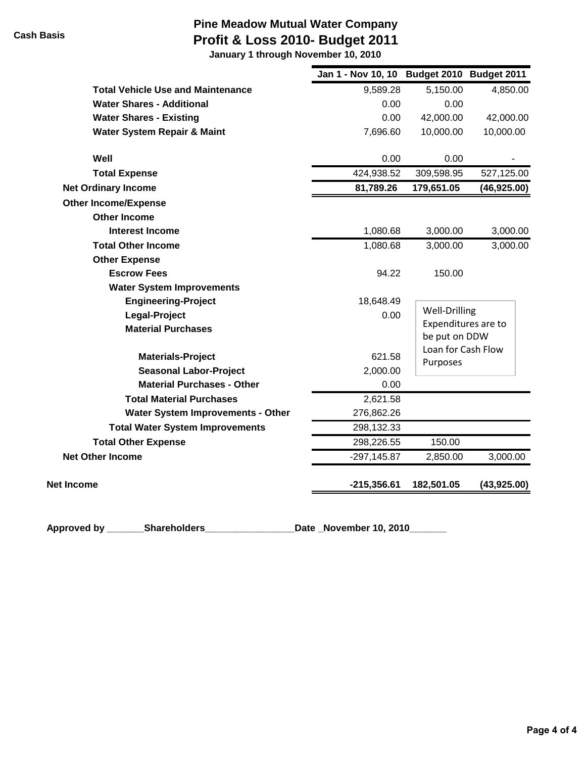Cash Basis

# Pine Meadow Mutual Water Company

## Profit & Loss 2010- Budget 2011

### January 1 through November 10, 2010

| | Jan 1 - Nov 10, 10 | Budget 2010 | Budget 2011 |
|---|---|---|---|
| **Total Vehicle Use and Maintenance** | 9,589.28 | 5,150.00 | 4,850.00 |
| **Water Shares - Additional** | 0.00 | 0.00 | |
| **Water Shares - Existing** | 0.00 | 42,000.00 | 42,000.00 |
| **Water System Repair & Maint** | 7,696.60 | 10,000.00 | 10,000.00 |
| **Well** | 0.00 | 0.00 | - |
| **Total Expense** | 424,938.52 | 309,598.95 | 527,125.00 |
| **Net Ordinary Income** | **81,789.26** | **179,651.05** | **(46,925.00)** |
| **Other Income/Expense** | | | |
| **Other Income** | | | |
| **Interest Income** | 1,080.68 | 3,000.00 | 3,000.00 |
| **Total Other Income** | 1,080.68 | 3,000.00 | 3,000.00 |
| **Other Expense** | | | |
| **Escrow Fees** | 94.22 | 150.00 | |
| **Water System Improvements** | | | |
| **Engineering-Project** | 18,648.49 | | |
| **Legal-Project** | 0.00 | | |
| **Material Purchases** | | | |
| **Materials-Project** | 621.58 | | |
| **Seasonal Labor-Project** | 2,000.00 | | |
| **Material Purchases - Other** | 0.00 | | |
| **Total Material Purchases** | 2,621.58 | | |
| **Water System Improvements - Other** | 276,862.26 | | |
| **Total Water System Improvements** | 298,132.33 | | |
| **Total Other Expense** | 298,226.55 | 150.00 | |
| **Net Other Income** | -297,145.87 | 2,850.00 | 3,000.00 |
| **Net Income** | **-215,356.61** | **182,501.05** | **(43,925.00)** |

Well-Drilling Expenditures are to be put on DDW Loan for Cash Flow Purposes

**Approved by \_\_\_\_\_\_\_Shareholders\_\_\_\_\_\_\_\_\_\_\_\_\_\_\_\_\_Date \_November 10, 2010\_\_\_\_\_\_\_**